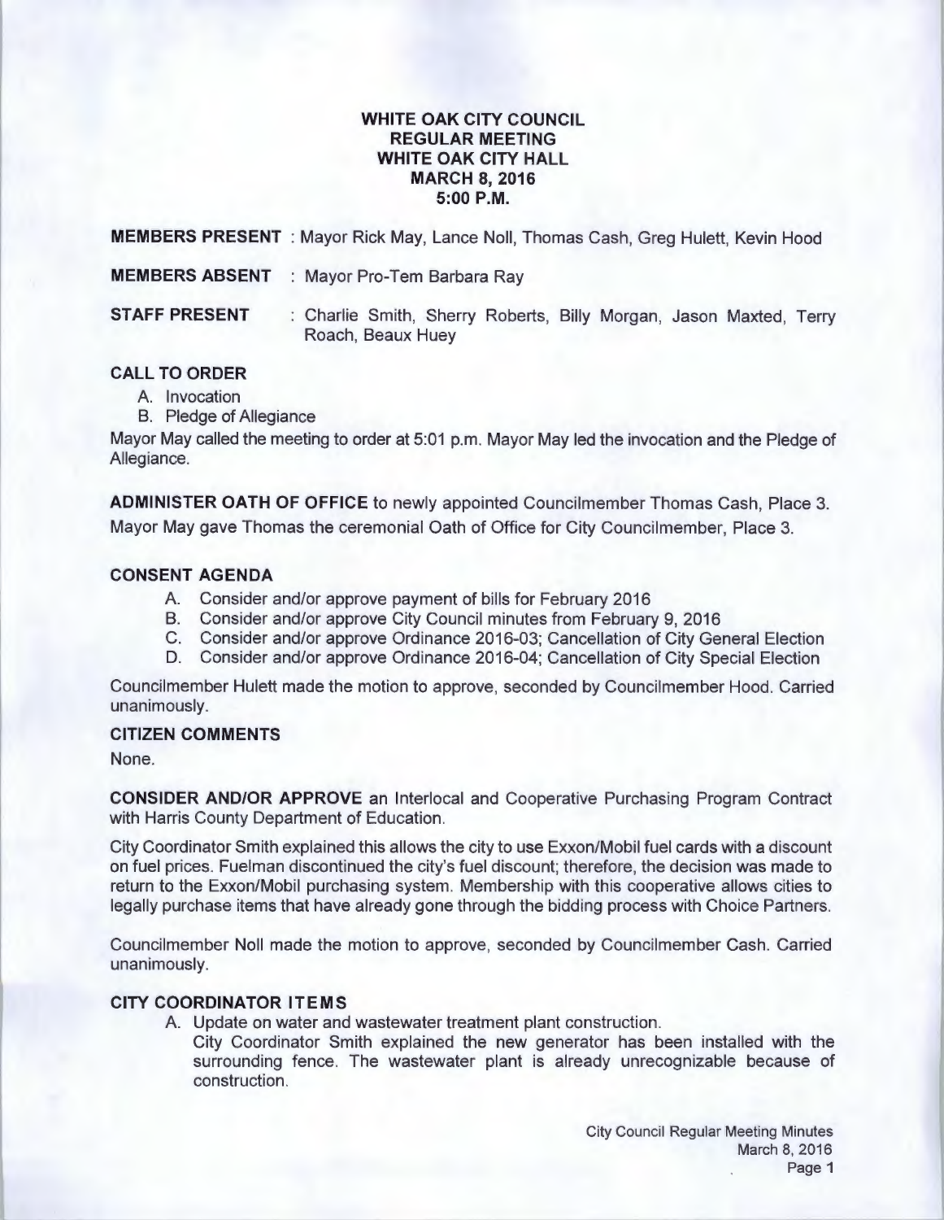**WHITE OAK CITY COUNCIL**
**REGULAR MEETING**
**WHITE OAK CITY HALL**
**MARCH 8, 2016**
**5:00 P.M.**

**MEMBERS PRESENT** : Mayor Rick May, Lance Noll, Thomas Cash, Greg Hulett, Kevin Hood

**MEMBERS ABSENT** : Mayor Pro-Tem Barbara Ray

**STAFF PRESENT** : Charlie Smith, Sherry Roberts, Billy Morgan, Jason Maxted, Terry Roach, Beaux Huey

## CALL TO ORDER

A. Invocation
B. Pledge of Allegiance

Mayor May called the meeting to order at 5:01 p.m. Mayor May led the invocation and the Pledge of Allegiance.

**ADMINISTER OATH OF OFFICE** to newly appointed Councilmember Thomas Cash, Place 3.
Mayor May gave Thomas the ceremonial Oath of Office for City Councilmember, Place 3.

## CONSENT AGENDA

A. Consider and/or approve payment of bills for February 2016
B. Consider and/or approve City Council minutes from February 9, 2016
C. Consider and/or approve Ordinance 2016-03; Cancellation of City General Election
D. Consider and/or approve Ordinance 2016-04; Cancellation of City Special Election

Councilmember Hulett made the motion to approve, seconded by Councilmember Hood. Carried unanimously.

## CITIZEN COMMENTS

None.

**CONSIDER AND/OR APPROVE** an Interlocal and Cooperative Purchasing Program Contract with Harris County Department of Education.

City Coordinator Smith explained this allows the city to use Exxon/Mobil fuel cards with a discount on fuel prices. Fuelman discontinued the city's fuel discount; therefore, the decision was made to return to the Exxon/Mobil purchasing system. Membership with this cooperative allows cities to legally purchase items that have already gone through the bidding process with Choice Partners.

Councilmember Noll made the motion to approve, seconded by Councilmember Cash. Carried unanimously.

## CITY COORDINATOR ITEMS

A. Update on water and wastewater treatment plant construction.
City Coordinator Smith explained the new generator has been installed with the surrounding fence. The wastewater plant is already unrecognizable because of construction.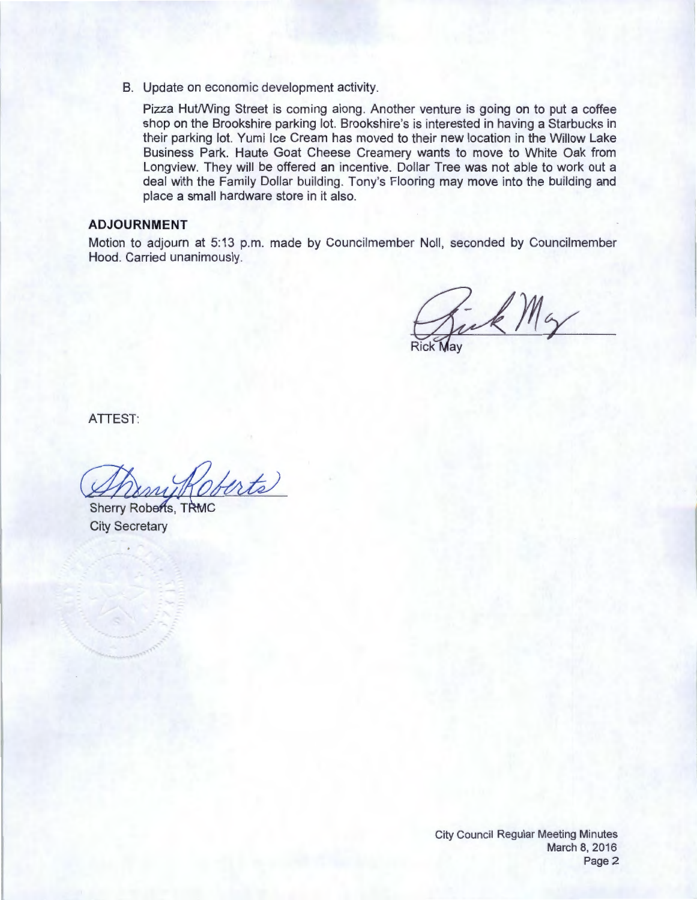B. Update on economic development activity.

Pizza Hut/Wing Street is coming along. Another venture is going on to put a coffee shop on the Brookshire parking lot. Brookshire's is interested in having a Starbucks in their parking lot. Yumi Ice Cream has moved to their new location in the Willow Lake Business Park. Haute Goat Cheese Creamery wants to move to White Oak from Longview. They will be offered an incentive. Dollar Tree was not able to work out a deal with the Family Dollar building. Tony's Flooring may move into the building and place a small hardware store in it also.

**ADJOURNMENT**

Motion to adjourn at 5:13 p.m. made by Councilmember Noll, seconded by Councilmember Hood. Carried unanimously.

Rick May

ATTEST:

Sherry Roberts, TRMC
City Secretary

City Council Regular Meeting Minutes
March 8, 2016